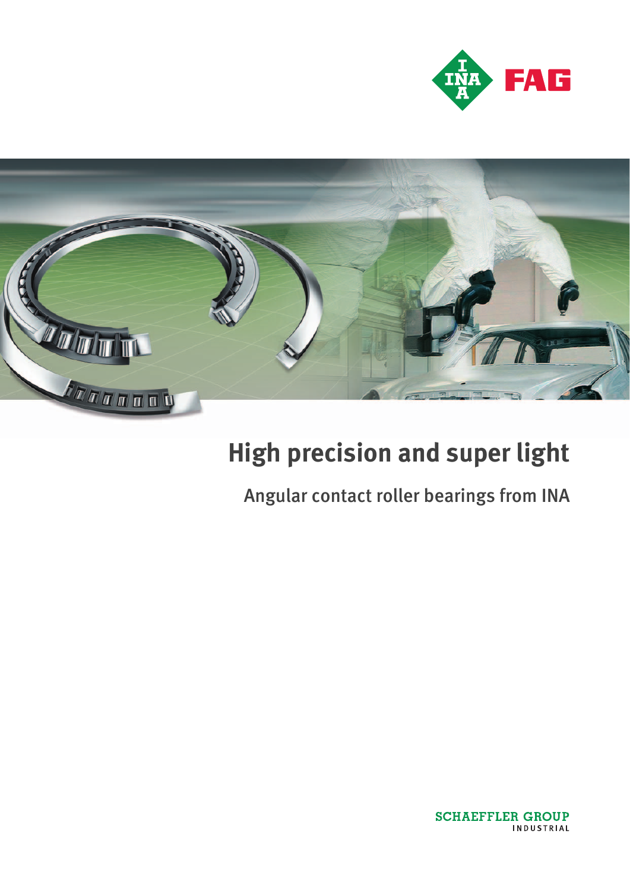# High precision and super light

## Angular contact roller bearings from INA

SCHAEFFLER GROUP
INDUSTRIAL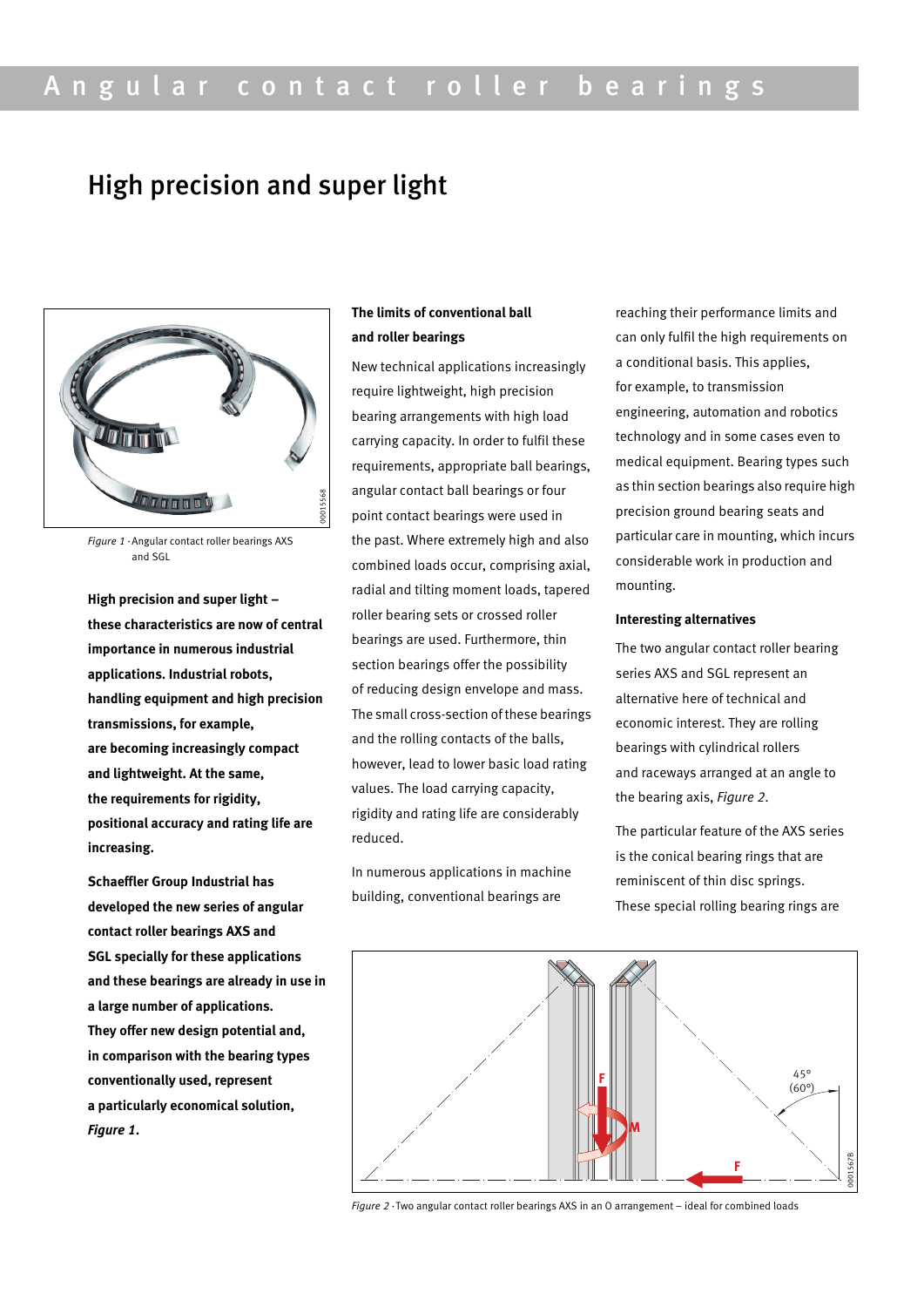# Angular contact roller bearings

## High precision and super light

*Figure 1* · Angular contact roller bearings AXS and SGL

**High precision and super light – these characteristics are now of central importance in numerous industrial applications. Industrial robots, handling equipment and high precision transmissions, for example, are becoming increasingly compact and lightweight. At the same, the requirements for rigidity, positional accuracy and rating life are increasing.**

**Schaeffler Group Industrial has developed the new series of angular contact roller bearings AXS and SGL specially for these applications and these bearings are already in use in a large number of applications. They offer new design potential and, in comparison with the bearing types conventionally used, represent a particularly economical solution, *Figure 1*.**

### The limits of conventional ball and roller bearings

New technical applications increasingly require lightweight, high precision bearing arrangements with high load carrying capacity. In order to fulfil these requirements, appropriate ball bearings, angular contact ball bearings or four point contact bearings were used in the past. Where extremely high and also combined loads occur, comprising axial, radial and tilting moment loads, tapered roller bearing sets or crossed roller bearings are used. Furthermore, thin section bearings offer the possibility of reducing design envelope and mass. The small cross-section of these bearings and the rolling contacts of the balls, however, lead to lower basic load rating values. The load carrying capacity, rigidity and rating life are considerably reduced.

In numerous applications in machine building, conventional bearings are reaching their performance limits and can only fulfil the high requirements on a conditional basis. This applies, for example, to transmission engineering, automation and robotics technology and in some cases even to medical equipment. Bearing types such as thin section bearings also require high precision ground bearing seats and particular care in mounting, which incurs considerable work in production and mounting.

### Interesting alternatives

The two angular contact roller bearing series AXS and SGL represent an alternative here of technical and economic interest. They are rolling bearings with cylindrical rollers and raceways arranged at an angle to the bearing axis, *Figure 2*.

The particular feature of the AXS series is the conical bearing rings that are reminiscent of thin disc springs. These special rolling bearing rings are

*Figure 2* · Two angular contact roller bearings AXS in an O arrangement – ideal for combined loads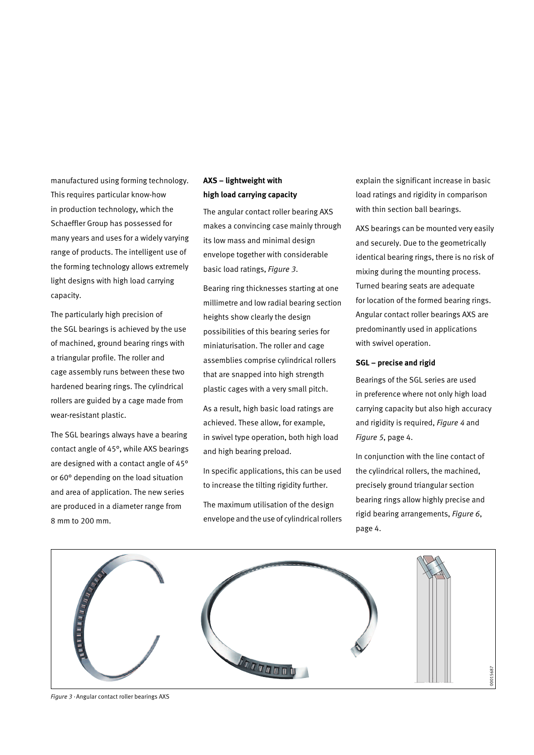manufactured using forming technology. This requires particular know-how in production technology, which the Schaeffler Group has possessed for many years and uses for a widely varying range of products. The intelligent use of the forming technology allows extremely light designs with high load carrying capacity.

The particularly high precision of the SGL bearings is achieved by the use of machined, ground bearing rings with a triangular profile. The roller and cage assembly runs between these two hardened bearing rings. The cylindrical rollers are guided by a cage made from wear-resistant plastic.

The SGL bearings always have a bearing contact angle of 45°, while AXS bearings are designed with a contact angle of 45° or 60° depending on the load situation and area of application. The new series are produced in a diameter range from 8 mm to 200 mm.

**AXS – lightweight with high load carrying capacity**

The angular contact roller bearing AXS makes a convincing case mainly through its low mass and minimal design envelope together with considerable basic load ratings, *Figure 3*.

Bearing ring thicknesses starting at one millimetre and low radial bearing section heights show clearly the design possibilities of this bearing series for miniaturisation. The roller and cage assemblies comprise cylindrical rollers that are snapped into high strength plastic cages with a very small pitch.

As a result, high basic load ratings are achieved. These allow, for example, in swivel type operation, both high load and high bearing preload.

In specific applications, this can be used to increase the tilting rigidity further.

The maximum utilisation of the design envelope and the use of cylindrical rollers explain the significant increase in basic load ratings and rigidity in comparison with thin section ball bearings.

AXS bearings can be mounted very easily and securely. Due to the geometrically identical bearing rings, there is no risk of mixing during the mounting process. Turned bearing seats are adequate for location of the formed bearing rings. Angular contact roller bearings AXS are predominantly used in applications with swivel operation.

**SGL – precise and rigid**

Bearings of the SGL series are used in preference where not only high load carrying capacity but also high accuracy and rigidity is required, *Figure 4* and *Figure 5*, page 4.

In conjunction with the line contact of the cylindrical rollers, the machined, precisely ground triangular section bearing rings allow highly precise and rigid bearing arrangements, *Figure 6*, page 4.

*Figure 3* · Angular contact roller bearings AXS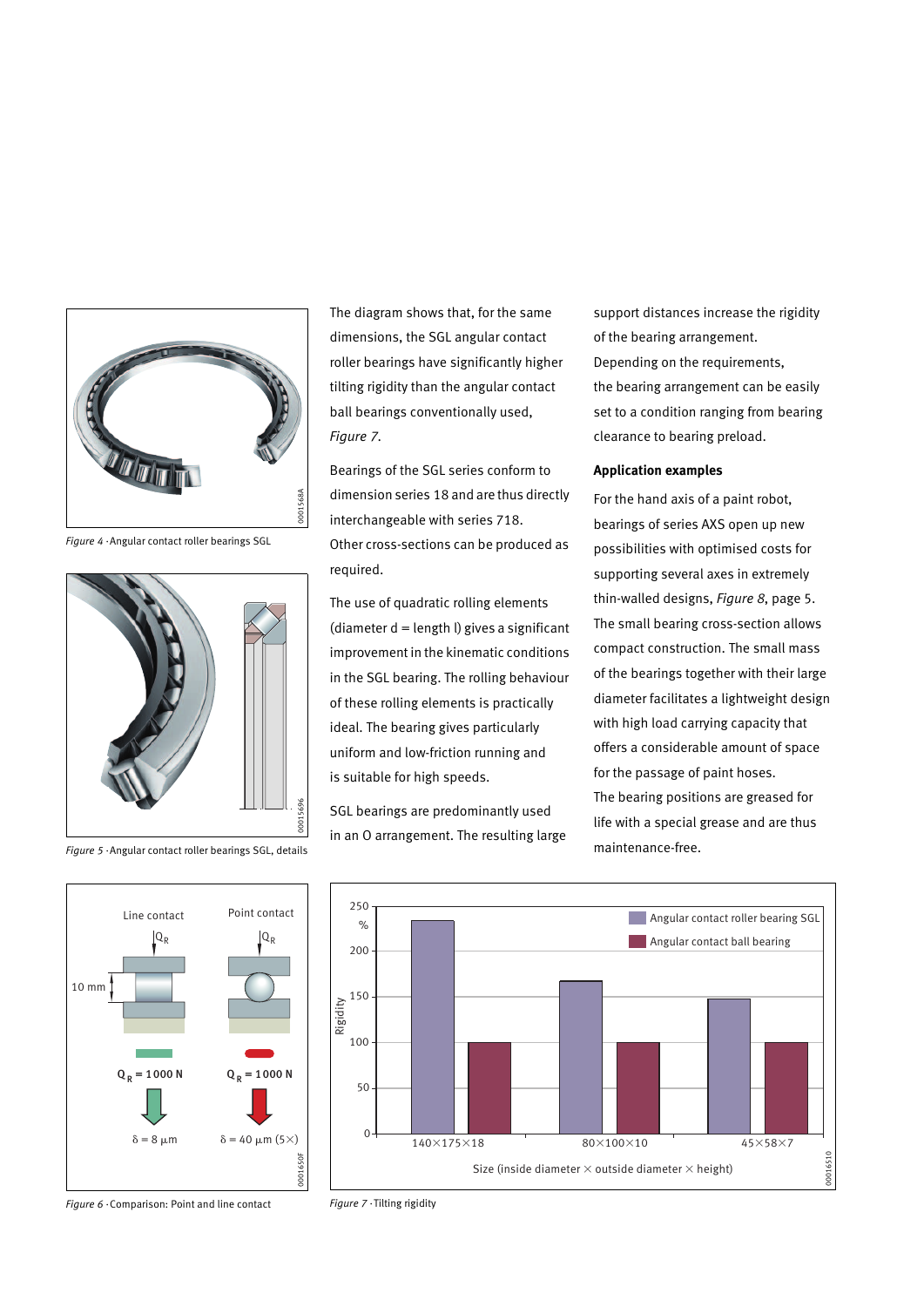Figure 4 · Angular contact roller bearings SGL

Figure 5 · Angular contact roller bearings SGL, details

Line contact

Point contact

$Q_R$

10 mm

$Q_R$ = 1000 N

$\delta$ = 8 µm

$Q_R$ = 1000 N

$\delta$ = 40 µm (5×)

Figure 6 · Comparison: Point and line contact

The diagram shows that, for the same dimensions, the SGL angular contact roller bearings have significantly higher tilting rigidity than the angular contact ball bearings conventionally used, *Figure 7*.

Bearings of the SGL series conform to dimension series 18 and are thus directly interchangeable with series 718. Other cross-sections can be produced as required.

The use of quadratic rolling elements (diameter d = length l) gives a significant improvement in the kinematic conditions in the SGL bearing. The rolling behaviour of these rolling elements is practically ideal. The bearing gives particularly uniform and low-friction running and is suitable for high speeds.

SGL bearings are predominantly used in an O arrangement. The resulting large support distances increase the rigidity of the bearing arrangement. Depending on the requirements, the bearing arrangement can be easily set to a condition ranging from bearing clearance to bearing preload.

**Application examples**

For the hand axis of a paint robot, bearings of series AXS open up new possibilities with optimised costs for supporting several axes in extremely thin-walled designs, *Figure 8*, page 5. The small bearing cross-section allows compact construction. The small mass of the bearings together with their large diameter facilitates a lightweight design with high load carrying capacity that offers a considerable amount of space for the passage of paint hoses. The bearing positions are greased for life with a special grease and are thus maintenance-free.

| Size (inside diameter × outside diameter × height) | Angular contact roller bearing SGL (Rigidity, %) | Angular contact ball bearing (Rigidity, %) |
| --- | --- | --- |
| 140×175×18 | ~235 | 100 |
| 80×100×10 | ~168 | 100 |
| 45×58×7 | ~148 | 100 |

Figure 7 · Tilting rigidity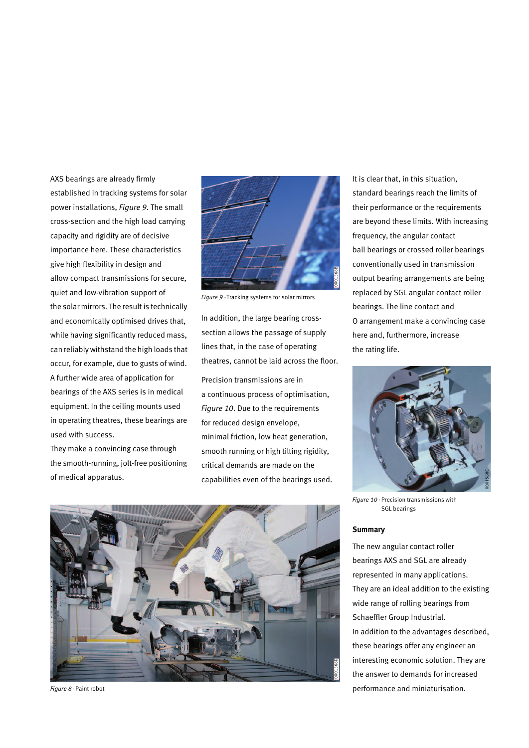AXS bearings are already firmly established in tracking systems for solar power installations, *Figure 9*. The small cross-section and the high load carrying capacity and rigidity are of decisive importance here. These characteristics give high flexibility in design and allow compact transmissions for secure, quiet and low-vibration support of the solar mirrors. The result is technically and economically optimised drives that, while having significantly reduced mass, can reliably withstand the high loads that occur, for example, due to gusts of wind. A further wide area of application for bearings of the AXS series is in medical equipment. In the ceiling mounts used in operating theatres, these bearings are used with success.
They make a convincing case through the smooth-running, jolt-free positioning of medical apparatus.

*Figure 9* · Tracking systems for solar mirrors

In addition, the large bearing cross-section allows the passage of supply lines that, in the case of operating theatres, cannot be laid across the floor.

Precision transmissions are in a continuous process of optimisation, *Figure 10*. Due to the requirements for reduced design envelope, minimal friction, low heat generation, smooth running or high tilting rigidity, critical demands are made on the capabilities even of the bearings used.

It is clear that, in this situation, standard bearings reach the limits of their performance or the requirements are beyond these limits. With increasing frequency, the angular contact ball bearings or crossed roller bearings conventionally used in transmission output bearing arrangements are being replaced by SGL angular contact roller bearings. The line contact and O arrangement make a convincing case here and, furthermore, increase the rating life.

*Figure 10* · Precision transmissions with SGL bearings

*Figure 8* · Paint robot

## Summary

The new angular contact roller bearings AXS and SGL are already represented in many applications. They are an ideal addition to the existing wide range of rolling bearings from Schaeffler Group Industrial.
In addition to the advantages described, these bearings offer any engineer an interesting economic solution. They are the answer to demands for increased performance and miniaturisation.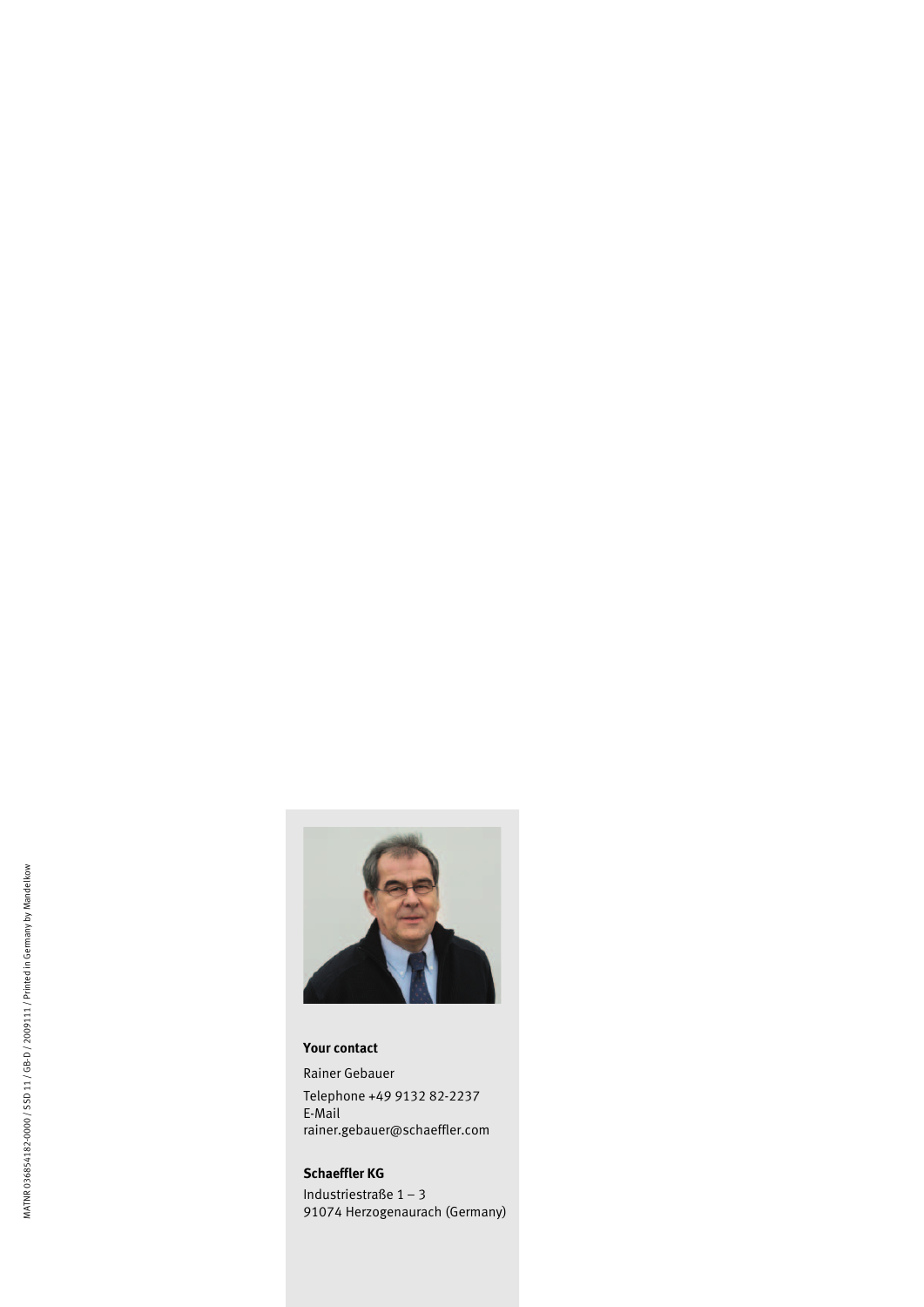**Your contact**

Rainer Gebauer

Telephone +49 9132 82-2237
E-Mail
rainer.gebauer@schaeffler.com

**Schaeffler KG**

Industriestraße 1 – 3
91074 Herzogenaurach (Germany)

MATNR 036854182-0000 / SSD 11 / GB-D / 2009111 / Printed in Germany by Mandelkow